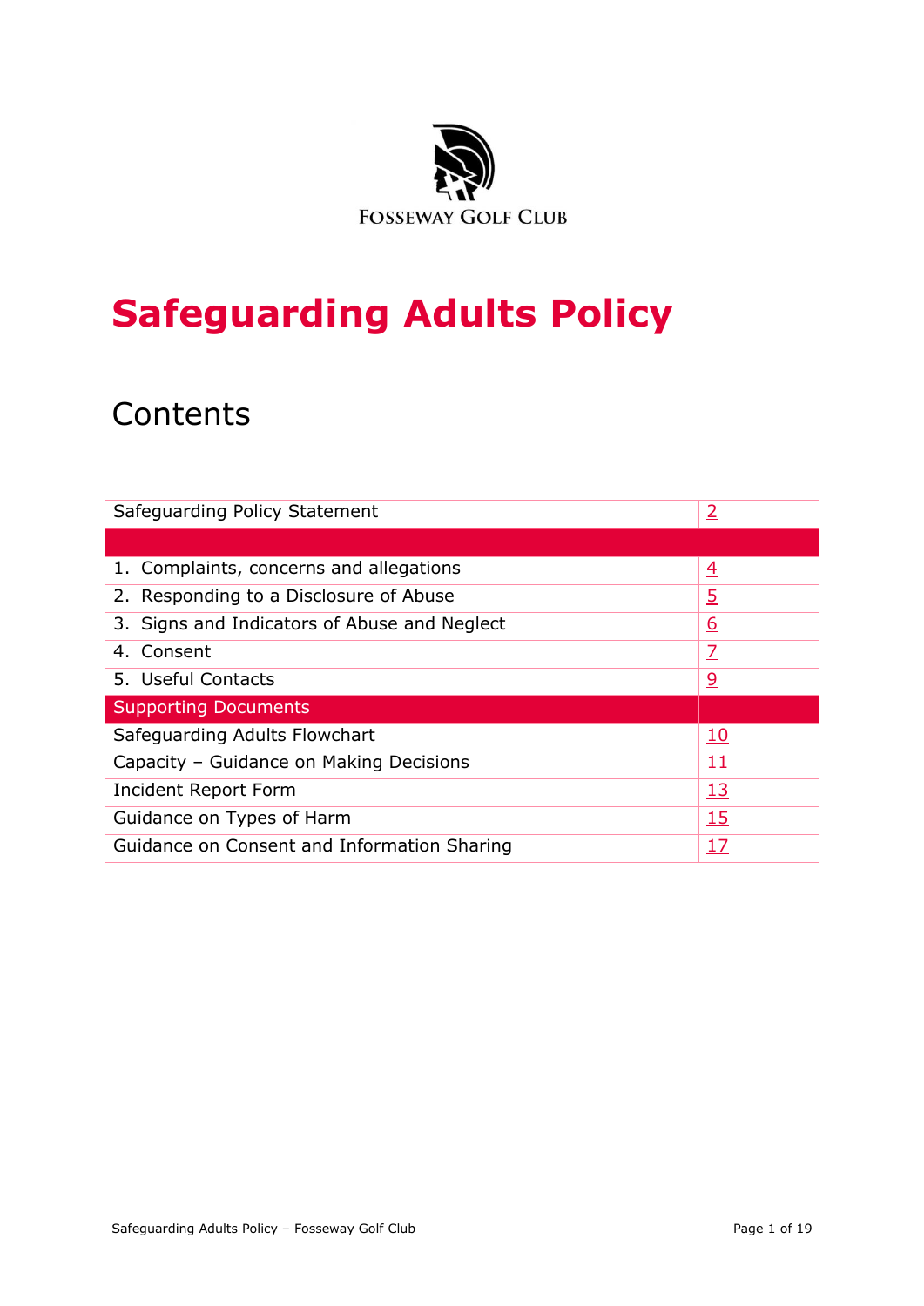FOSSEWAY GOLF CLUB

# Safeguarding Adults Policy

## Contents

| Safeguarding Policy Statement | 2 |
|---|---|
| | |
| 1. Complaints, concerns and allegations | 4 |
| 2. Responding to a Disclosure of Abuse | 5 |
| 3. Signs and Indicators of Abuse and Neglect | 6 |
| 4. Consent | 7 |
| 5. Useful Contacts | 9 |
| Supporting Documents | |
| Safeguarding Adults Flowchart | 10 |
| Capacity – Guidance on Making Decisions | 11 |
| Incident Report Form | 13 |
| Guidance on Types of Harm | 15 |
| Guidance on Consent and Information Sharing | 17 |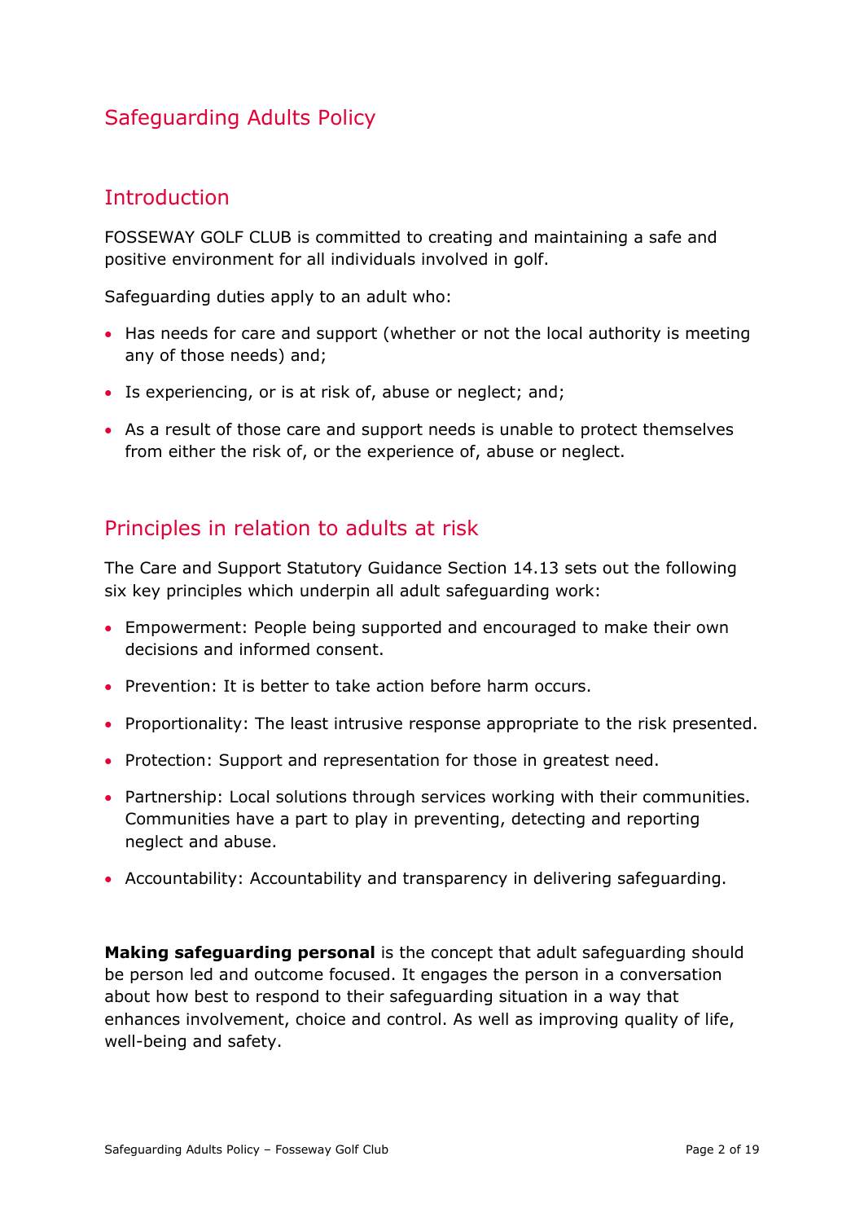# Safeguarding Adults Policy

## Introduction

FOSSEWAY GOLF CLUB is committed to creating and maintaining a safe and positive environment for all individuals involved in golf.

Safeguarding duties apply to an adult who:

- Has needs for care and support (whether or not the local authority is meeting any of those needs) and;
- Is experiencing, or is at risk of, abuse or neglect; and;
- As a result of those care and support needs is unable to protect themselves from either the risk of, or the experience of, abuse or neglect.

## Principles in relation to adults at risk

The Care and Support Statutory Guidance Section 14.13 sets out the following six key principles which underpin all adult safeguarding work:

- Empowerment: People being supported and encouraged to make their own decisions and informed consent.
- Prevention: It is better to take action before harm occurs.
- Proportionality: The least intrusive response appropriate to the risk presented.
- Protection: Support and representation for those in greatest need.
- Partnership: Local solutions through services working with their communities. Communities have a part to play in preventing, detecting and reporting neglect and abuse.
- Accountability: Accountability and transparency in delivering safeguarding.

**Making safeguarding personal** is the concept that adult safeguarding should be person led and outcome focused. It engages the person in a conversation about how best to respond to their safeguarding situation in a way that enhances involvement, choice and control. As well as improving quality of life, well-being and safety.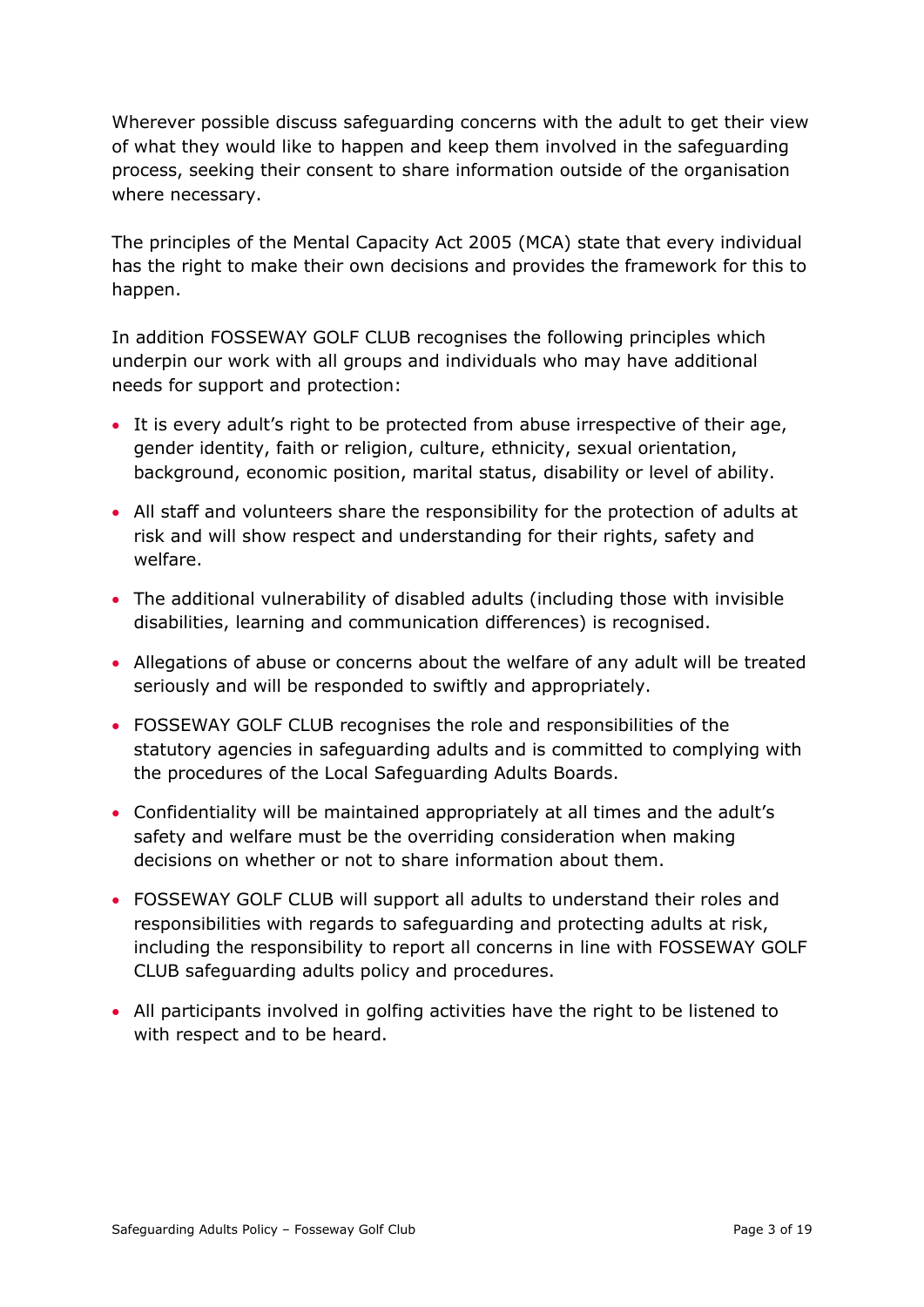Wherever possible discuss safeguarding concerns with the adult to get their view of what they would like to happen and keep them involved in the safeguarding process, seeking their consent to share information outside of the organisation where necessary.

The principles of the Mental Capacity Act 2005 (MCA) state that every individual has the right to make their own decisions and provides the framework for this to happen.

In addition FOSSEWAY GOLF CLUB recognises the following principles which underpin our work with all groups and individuals who may have additional needs for support and protection:

- It is every adult's right to be protected from abuse irrespective of their age, gender identity, faith or religion, culture, ethnicity, sexual orientation, background, economic position, marital status, disability or level of ability.
- All staff and volunteers share the responsibility for the protection of adults at risk and will show respect and understanding for their rights, safety and welfare.
- The additional vulnerability of disabled adults (including those with invisible disabilities, learning and communication differences) is recognised.
- Allegations of abuse or concerns about the welfare of any adult will be treated seriously and will be responded to swiftly and appropriately.
- FOSSEWAY GOLF CLUB recognises the role and responsibilities of the statutory agencies in safeguarding adults and is committed to complying with the procedures of the Local Safeguarding Adults Boards.
- Confidentiality will be maintained appropriately at all times and the adult's safety and welfare must be the overriding consideration when making decisions on whether or not to share information about them.
- FOSSEWAY GOLF CLUB will support all adults to understand their roles and responsibilities with regards to safeguarding and protecting adults at risk, including the responsibility to report all concerns in line with FOSSEWAY GOLF CLUB safeguarding adults policy and procedures.
- All participants involved in golfing activities have the right to be listened to with respect and to be heard.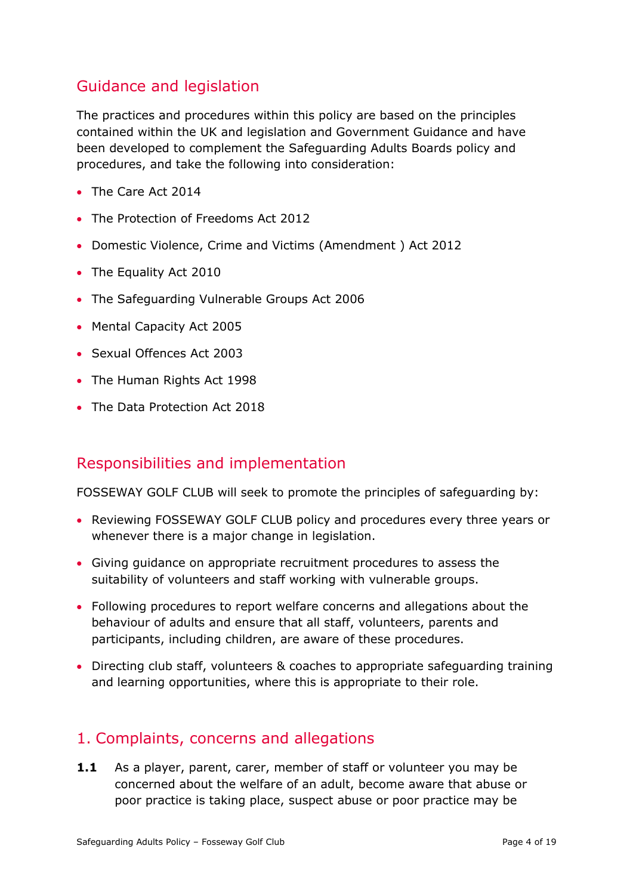## Guidance and legislation

The practices and procedures within this policy are based on the principles contained within the UK and legislation and Government Guidance and have been developed to complement the Safeguarding Adults Boards policy and procedures, and take the following into consideration:

- The Care Act 2014
- The Protection of Freedoms Act 2012
- Domestic Violence, Crime and Victims (Amendment ) Act 2012
- The Equality Act 2010
- The Safeguarding Vulnerable Groups Act 2006
- Mental Capacity Act 2005
- Sexual Offences Act 2003
- The Human Rights Act 1998
- The Data Protection Act 2018

## Responsibilities and implementation

FOSSEWAY GOLF CLUB will seek to promote the principles of safeguarding by:

- Reviewing FOSSEWAY GOLF CLUB policy and procedures every three years or whenever there is a major change in legislation.
- Giving guidance on appropriate recruitment procedures to assess the suitability of volunteers and staff working with vulnerable groups.
- Following procedures to report welfare concerns and allegations about the behaviour of adults and ensure that all staff, volunteers, parents and participants, including children, are aware of these procedures.
- Directing club staff, volunteers & coaches to appropriate safeguarding training and learning opportunities, where this is appropriate to their role.

## 1. Complaints, concerns and allegations

**1.1** As a player, parent, carer, member of staff or volunteer you may be concerned about the welfare of an adult, become aware that abuse or poor practice is taking place, suspect abuse or poor practice may be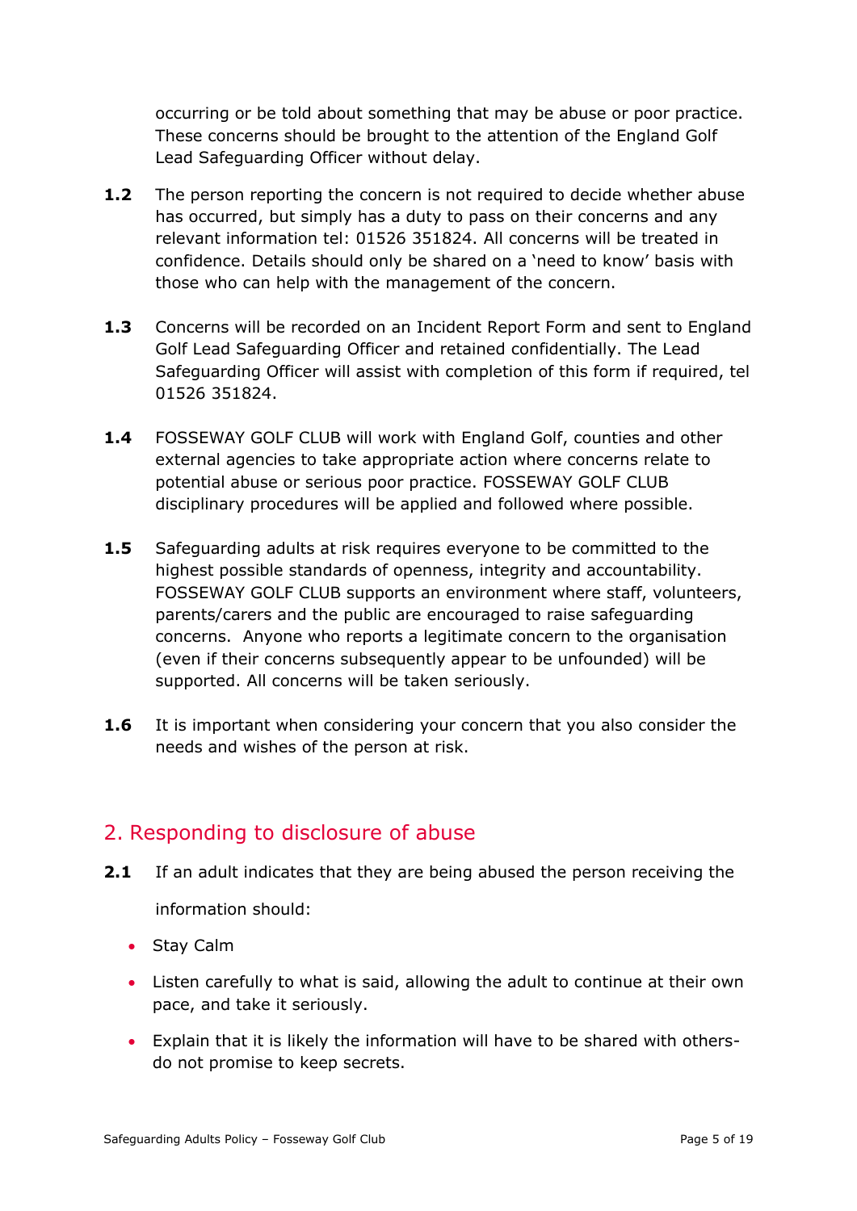occurring or be told about something that may be abuse or poor practice. These concerns should be brought to the attention of the England Golf Lead Safeguarding Officer without delay.

**1.2** The person reporting the concern is not required to decide whether abuse has occurred, but simply has a duty to pass on their concerns and any relevant information tel: 01526 351824. All concerns will be treated in confidence. Details should only be shared on a 'need to know' basis with those who can help with the management of the concern.

**1.3** Concerns will be recorded on an Incident Report Form and sent to England Golf Lead Safeguarding Officer and retained confidentially. The Lead Safeguarding Officer will assist with completion of this form if required, tel 01526 351824.

**1.4** FOSSEWAY GOLF CLUB will work with England Golf, counties and other external agencies to take appropriate action where concerns relate to potential abuse or serious poor practice. FOSSEWAY GOLF CLUB disciplinary procedures will be applied and followed where possible.

**1.5** Safeguarding adults at risk requires everyone to be committed to the highest possible standards of openness, integrity and accountability. FOSSEWAY GOLF CLUB supports an environment where staff, volunteers, parents/carers and the public are encouraged to raise safeguarding concerns. Anyone who reports a legitimate concern to the organisation (even if their concerns subsequently appear to be unfounded) will be supported. All concerns will be taken seriously.

**1.6** It is important when considering your concern that you also consider the needs and wishes of the person at risk.

## 2. Responding to disclosure of abuse

**2.1** If an adult indicates that they are being abused the person receiving the information should:

- Stay Calm
- Listen carefully to what is said, allowing the adult to continue at their own pace, and take it seriously.
- Explain that it is likely the information will have to be shared with others- do not promise to keep secrets.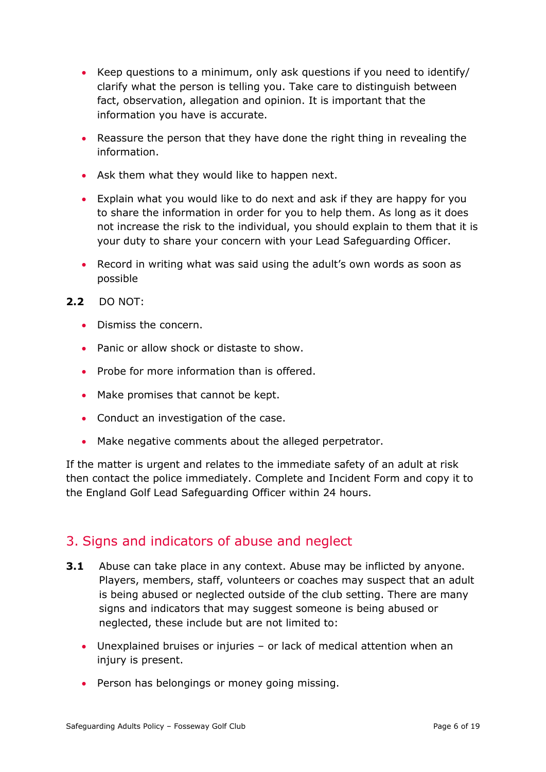- Keep questions to a minimum, only ask questions if you need to identify/ clarify what the person is telling you. Take care to distinguish between fact, observation, allegation and opinion. It is important that the information you have is accurate.

- Reassure the person that they have done the right thing in revealing the information.

- Ask them what they would like to happen next.

- Explain what you would like to do next and ask if they are happy for you to share the information in order for you to help them. As long as it does not increase the risk to the individual, you should explain to them that it is your duty to share your concern with your Lead Safeguarding Officer.

- Record in writing what was said using the adult's own words as soon as possible

**2.2** DO NOT:

- Dismiss the concern.

- Panic or allow shock or distaste to show.

- Probe for more information than is offered.

- Make promises that cannot be kept.

- Conduct an investigation of the case.

- Make negative comments about the alleged perpetrator.

If the matter is urgent and relates to the immediate safety of an adult at risk then contact the police immediately. Complete and Incident Form and copy it to the England Golf Lead Safeguarding Officer within 24 hours.

## 3. Signs and indicators of abuse and neglect

**3.1** Abuse can take place in any context. Abuse may be inflicted by anyone. Players, members, staff, volunteers or coaches may suspect that an adult is being abused or neglected outside of the club setting. There are many signs and indicators that may suggest someone is being abused or neglected, these include but are not limited to:

- Unexplained bruises or injuries – or lack of medical attention when an injury is present.

- Person has belongings or money going missing.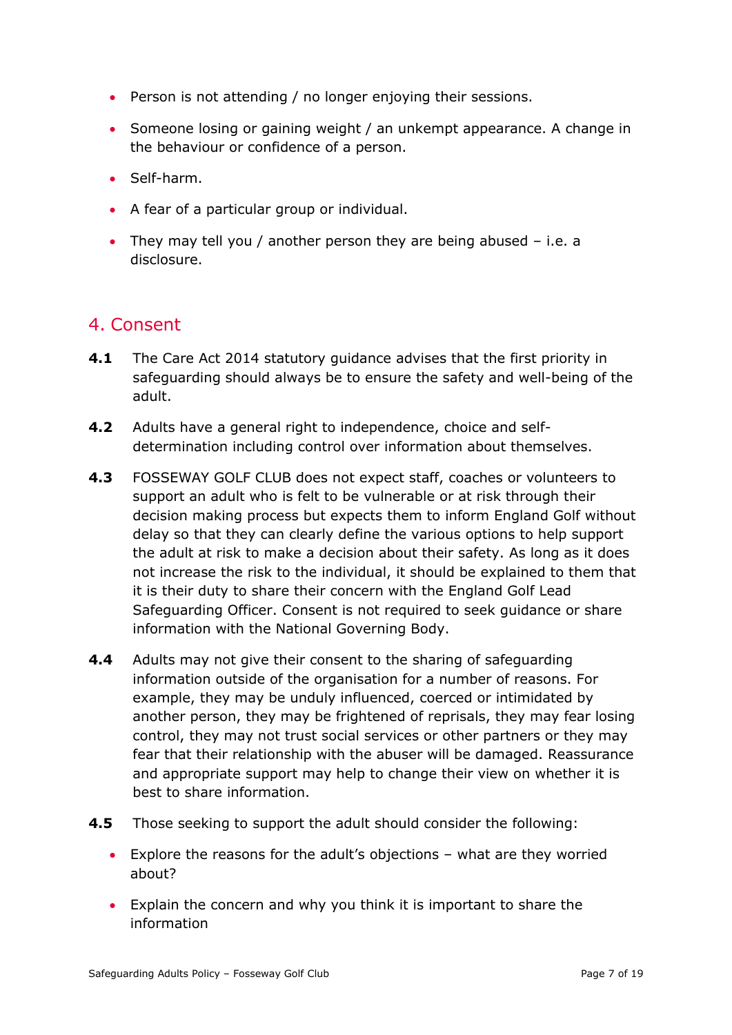- Person is not attending / no longer enjoying their sessions.
- Someone losing or gaining weight / an unkempt appearance. A change in the behaviour or confidence of a person.
- Self-harm.
- A fear of a particular group or individual.
- They may tell you / another person they are being abused – i.e. a disclosure.

## 4. Consent

**4.1** The Care Act 2014 statutory guidance advises that the first priority in safeguarding should always be to ensure the safety and well-being of the adult.

**4.2** Adults have a general right to independence, choice and self-determination including control over information about themselves.

**4.3** FOSSEWAY GOLF CLUB does not expect staff, coaches or volunteers to support an adult who is felt to be vulnerable or at risk through their decision making process but expects them to inform England Golf without delay so that they can clearly define the various options to help support the adult at risk to make a decision about their safety. As long as it does not increase the risk to the individual, it should be explained to them that it is their duty to share their concern with the England Golf Lead Safeguarding Officer. Consent is not required to seek guidance or share information with the National Governing Body.

**4.4** Adults may not give their consent to the sharing of safeguarding information outside of the organisation for a number of reasons. For example, they may be unduly influenced, coerced or intimidated by another person, they may be frightened of reprisals, they may fear losing control, they may not trust social services or other partners or they may fear that their relationship with the abuser will be damaged. Reassurance and appropriate support may help to change their view on whether it is best to share information.

**4.5** Those seeking to support the adult should consider the following:

- Explore the reasons for the adult's objections – what are they worried about?
- Explain the concern and why you think it is important to share the information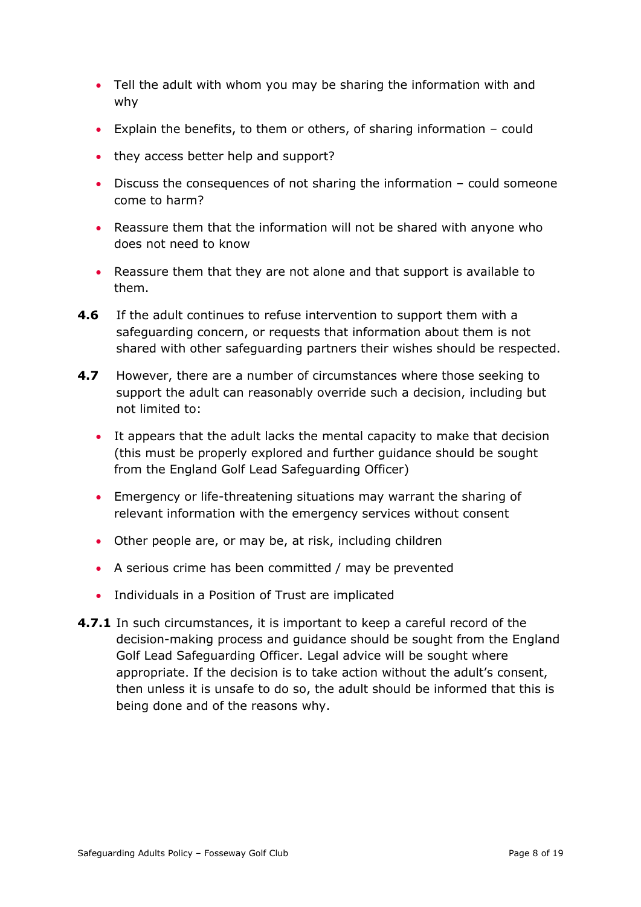- Tell the adult with whom you may be sharing the information with and why
- Explain the benefits, to them or others, of sharing information – could
- they access better help and support?
- Discuss the consequences of not sharing the information – could someone come to harm?
- Reassure them that the information will not be shared with anyone who does not need to know
- Reassure them that they are not alone and that support is available to them.

**4.6** If the adult continues to refuse intervention to support them with a safeguarding concern, or requests that information about them is not shared with other safeguarding partners their wishes should be respected.

**4.7** However, there are a number of circumstances where those seeking to support the adult can reasonably override such a decision, including but not limited to:

- It appears that the adult lacks the mental capacity to make that decision (this must be properly explored and further guidance should be sought from the England Golf Lead Safeguarding Officer)
- Emergency or life-threatening situations may warrant the sharing of relevant information with the emergency services without consent
- Other people are, or may be, at risk, including children
- A serious crime has been committed / may be prevented
- Individuals in a Position of Trust are implicated

**4.7.1** In such circumstances, it is important to keep a careful record of the decision-making process and guidance should be sought from the England Golf Lead Safeguarding Officer. Legal advice will be sought where appropriate. If the decision is to take action without the adult's consent, then unless it is unsafe to do so, the adult should be informed that this is being done and of the reasons why.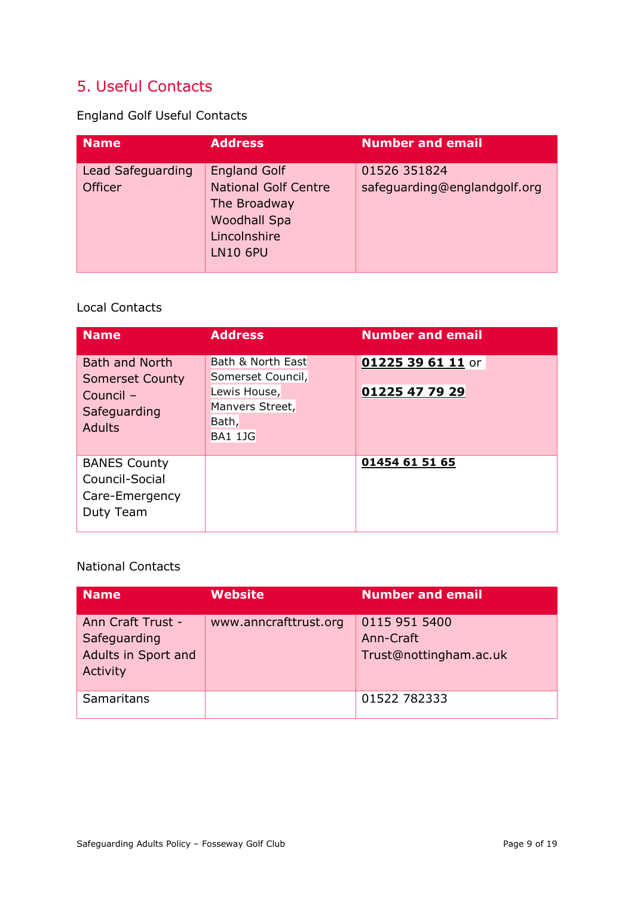## 5. Useful Contacts

England Golf Useful Contacts

| Name | Address | Number and email |
|---|---|---|
| Lead Safeguarding Officer | England Golf<br>National Golf Centre<br>The Broadway<br>Woodhall Spa<br>Lincolnshire<br>LN10 6PU | 01526 351824<br>safeguarding@englandgolf.org |

Local Contacts

| Name | Address | Number and email |
|---|---|---|
| Bath and North Somerset County Council – Safeguarding Adults | Bath & North East Somerset Council,<br>Lewis House,<br>Manvers Street,<br>Bath,<br>BA1 1JG | **01225 39 61 11** or<br><br>**01225 47 79 29** |
| BANES County Council-Social Care-Emergency Duty Team | | **01454 61 51 65** |

National Contacts

| Name | Website | Number and email |
|---|---|---|
| Ann Craft Trust - Safeguarding Adults in Sport and Activity | www.anncrafttrust.org | 0115 951 5400<br>Ann-Craft Trust@nottingham.ac.uk |
| Samaritans | | 01522 782333 |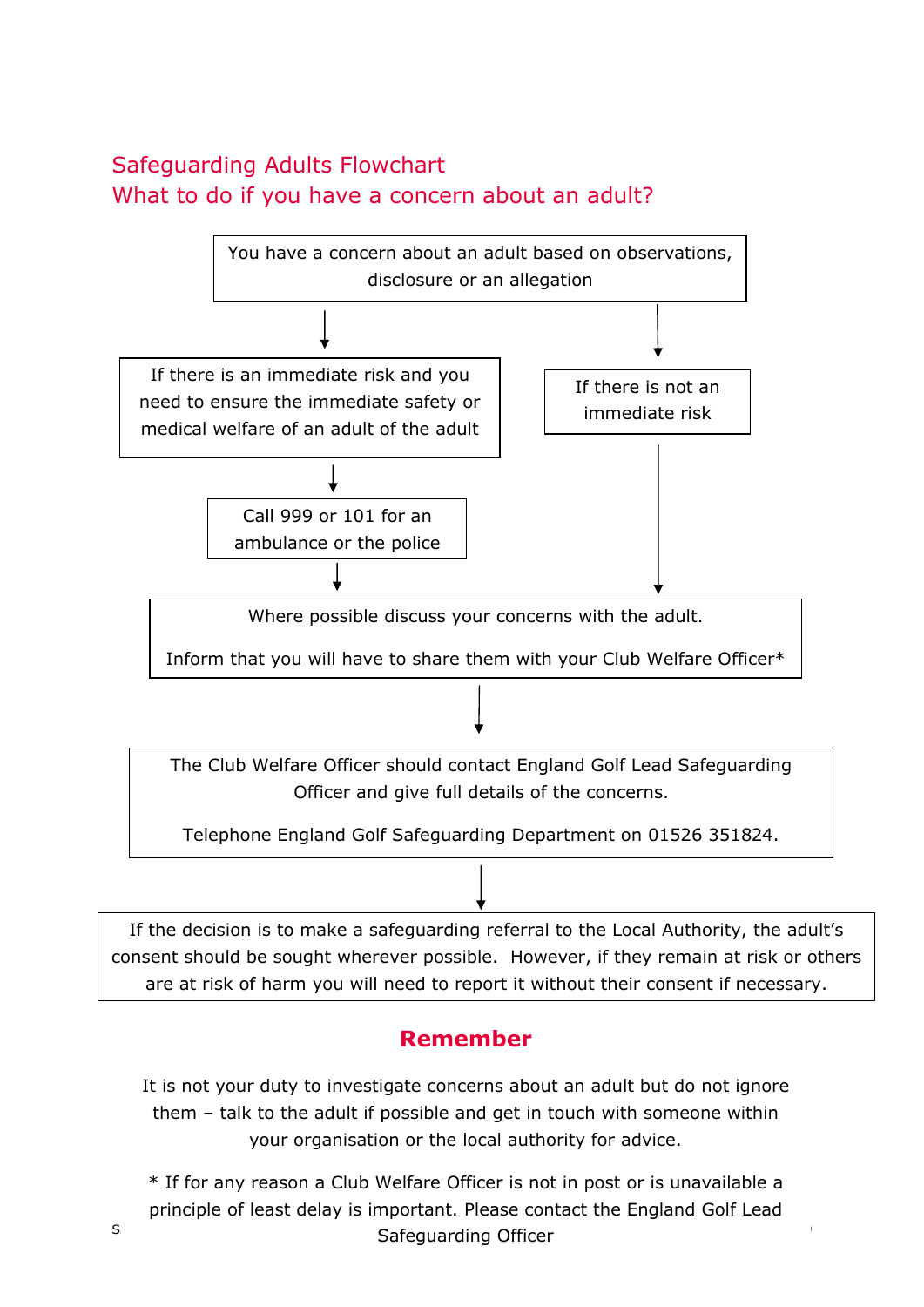## Safeguarding Adults Flowchart

## What to do if you have a concern about an adult?

You have a concern about an adult based on observations, disclosure or an allegation

↓

If there is an immediate risk and you need to ensure the immediate safety or medical welfare of an adult of the adult

↓

Call 999 or 101 for an ambulance or the police

↓

If there is not an immediate risk

↓

Where possible discuss your concerns with the adult.

Inform that you will have to share them with your Club Welfare Officer*

↓

The Club Welfare Officer should contact England Golf Lead Safeguarding Officer and give full details of the concerns.

Telephone England Golf Safeguarding Department on 01526 351824.

↓

If the decision is to make a safeguarding referral to the Local Authority, the adult's consent should be sought wherever possible. However, if they remain at risk or others are at risk of harm you will need to report it without their consent if necessary.

## Remember

It is not your duty to investigate concerns about an adult but do not ignore them – talk to the adult if possible and get in touch with someone within your organisation or the local authority for advice.

* If for any reason a Club Welfare Officer is not in post or is unavailable a principle of least delay is important. Please contact the England Golf Lead Safeguarding Officer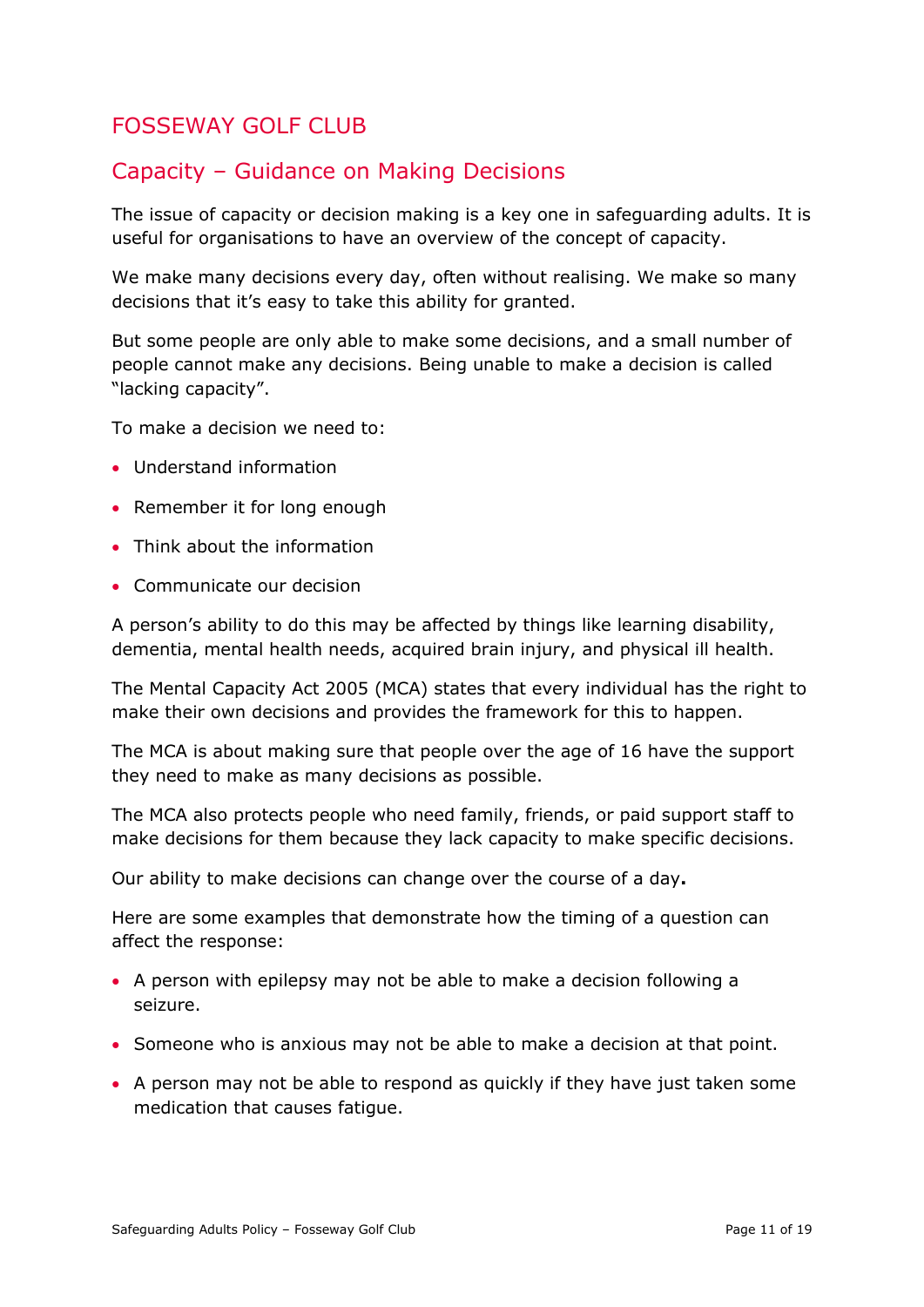# FOSSEWAY GOLF CLUB

## Capacity – Guidance on Making Decisions

The issue of capacity or decision making is a key one in safeguarding adults. It is useful for organisations to have an overview of the concept of capacity.

We make many decisions every day, often without realising. We make so many decisions that it's easy to take this ability for granted.

But some people are only able to make some decisions, and a small number of people cannot make any decisions. Being unable to make a decision is called "lacking capacity".

To make a decision we need to:

- Understand information
- Remember it for long enough
- Think about the information
- Communicate our decision

A person's ability to do this may be affected by things like learning disability, dementia, mental health needs, acquired brain injury, and physical ill health.

The Mental Capacity Act 2005 (MCA) states that every individual has the right to make their own decisions and provides the framework for this to happen.

The MCA is about making sure that people over the age of 16 have the support they need to make as many decisions as possible.

The MCA also protects people who need family, friends, or paid support staff to make decisions for them because they lack capacity to make specific decisions.

Our ability to make decisions can change over the course of a day**.**

Here are some examples that demonstrate how the timing of a question can affect the response:

- A person with epilepsy may not be able to make a decision following a seizure.
- Someone who is anxious may not be able to make a decision at that point.
- A person may not be able to respond as quickly if they have just taken some medication that causes fatigue.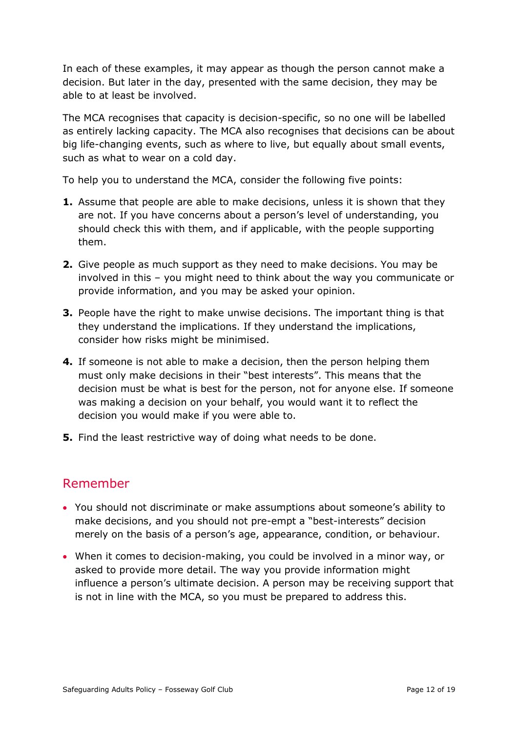In each of these examples, it may appear as though the person cannot make a decision. But later in the day, presented with the same decision, they may be able to at least be involved.

The MCA recognises that capacity is decision-specific, so no one will be labelled as entirely lacking capacity. The MCA also recognises that decisions can be about big life-changing events, such as where to live, but equally about small events, such as what to wear on a cold day.

To help you to understand the MCA, consider the following five points:

1. Assume that people are able to make decisions, unless it is shown that they are not. If you have concerns about a person's level of understanding, you should check this with them, and if applicable, with the people supporting them.

2. Give people as much support as they need to make decisions. You may be involved in this – you might need to think about the way you communicate or provide information, and you may be asked your opinion.

3. People have the right to make unwise decisions. The important thing is that they understand the implications. If they understand the implications, consider how risks might be minimised.

4. If someone is not able to make a decision, then the person helping them must only make decisions in their "best interests". This means that the decision must be what is best for the person, not for anyone else. If someone was making a decision on your behalf, you would want it to reflect the decision you would make if you were able to.

5. Find the least restrictive way of doing what needs to be done.

## Remember

- You should not discriminate or make assumptions about someone's ability to make decisions, and you should not pre-empt a "best-interests" decision merely on the basis of a person's age, appearance, condition, or behaviour.
- When it comes to decision-making, you could be involved in a minor way, or asked to provide more detail. The way you provide information might influence a person's ultimate decision. A person may be receiving support that is not in line with the MCA, so you must be prepared to address this.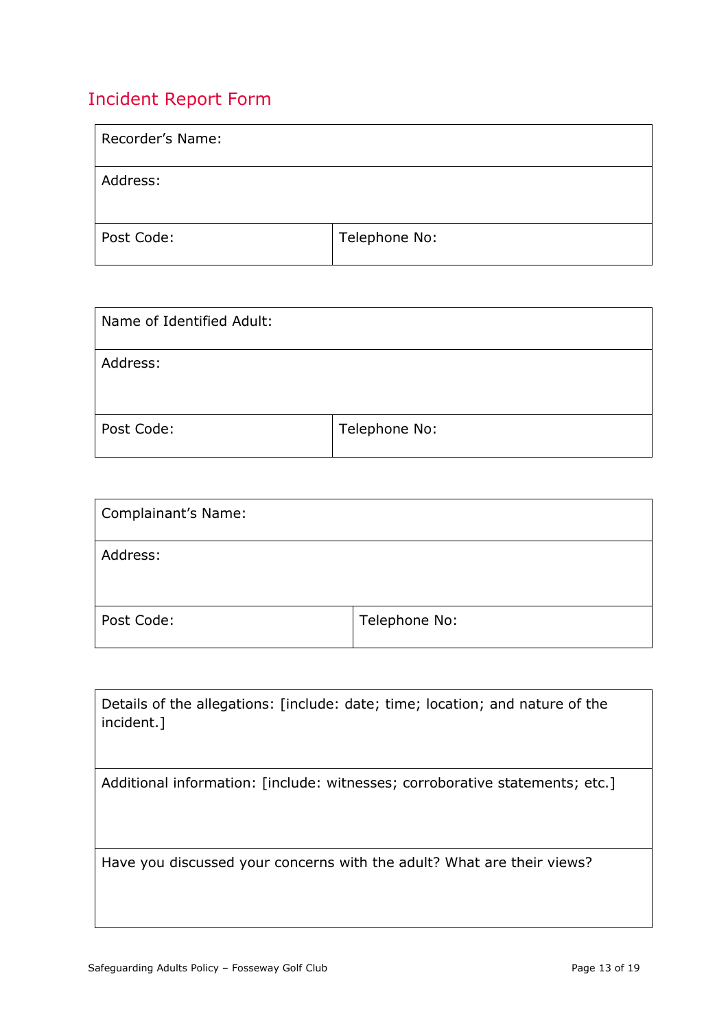## Incident Report Form

| Recorder's Name: | |
|---|---|
| Address: | |
| Post Code: | Telephone No: |

| Name of Identified Adult: | |
|---|---|
| Address: | |
| Post Code: | Telephone No: |

| Complainant's Name: | |
|---|---|
| Address: | |
| Post Code: | Telephone No: |

| Details of the allegations: [include: date; time; location; and nature of the incident.] |
|---|
| Additional information: [include: witnesses; corroborative statements; etc.] |
| Have you discussed your concerns with the adult? What are their views? |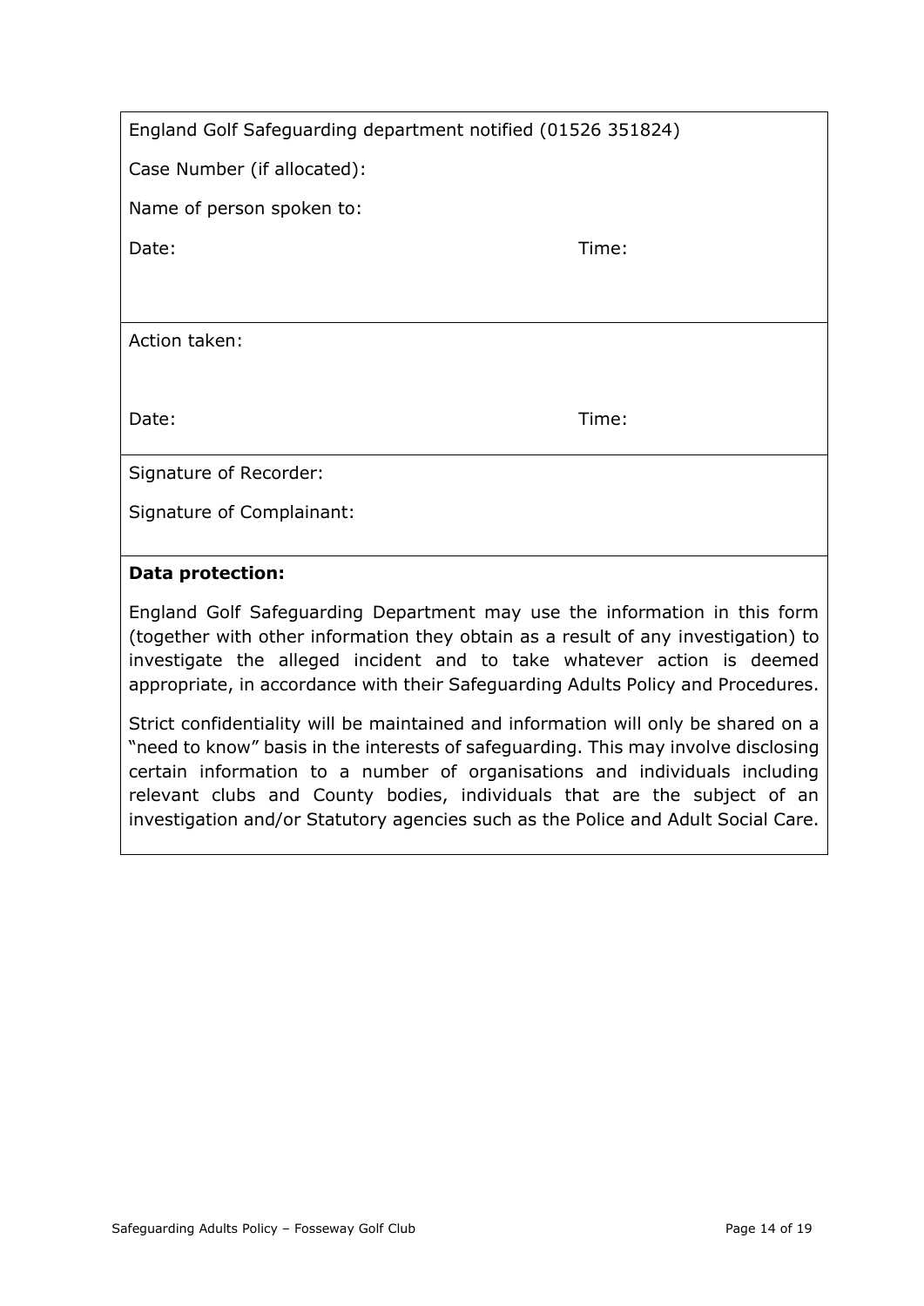England Golf Safeguarding department notified (01526 351824)

Case Number (if allocated):

Name of person spoken to:

Date: Time:

Action taken:

Date: Time:

Signature of Recorder:

Signature of Complainant:

**Data protection:**

England Golf Safeguarding Department may use the information in this form (together with other information they obtain as a result of any investigation) to investigate the alleged incident and to take whatever action is deemed appropriate, in accordance with their Safeguarding Adults Policy and Procedures.

Strict confidentiality will be maintained and information will only be shared on a "need to know" basis in the interests of safeguarding. This may involve disclosing certain information to a number of organisations and individuals including relevant clubs and County bodies, individuals that are the subject of an investigation and/or Statutory agencies such as the Police and Adult Social Care.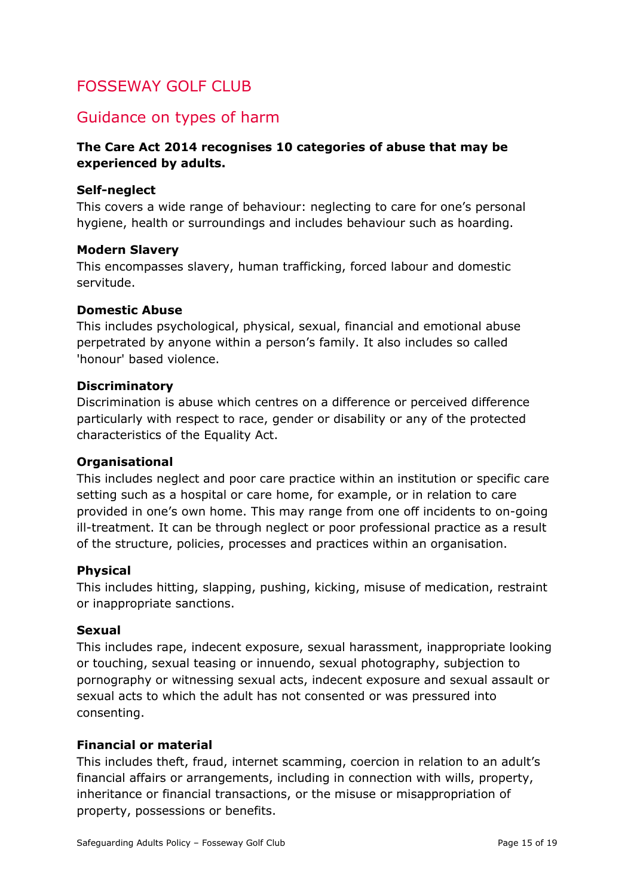# FOSSEWAY GOLF CLUB

## Guidance on types of harm

**The Care Act 2014 recognises 10 categories of abuse that may be experienced by adults.**

**Self-neglect**
This covers a wide range of behaviour: neglecting to care for one's personal hygiene, health or surroundings and includes behaviour such as hoarding.

**Modern Slavery**
This encompasses slavery, human trafficking, forced labour and domestic servitude.

**Domestic Abuse**
This includes psychological, physical, sexual, financial and emotional abuse perpetrated by anyone within a person's family. It also includes so called 'honour' based violence.

**Discriminatory**
Discrimination is abuse which centres on a difference or perceived difference particularly with respect to race, gender or disability or any of the protected characteristics of the Equality Act.

**Organisational**
This includes neglect and poor care practice within an institution or specific care setting such as a hospital or care home, for example, or in relation to care provided in one's own home. This may range from one off incidents to on-going ill-treatment. It can be through neglect or poor professional practice as a result of the structure, policies, processes and practices within an organisation.

**Physical**
This includes hitting, slapping, pushing, kicking, misuse of medication, restraint or inappropriate sanctions.

**Sexual**
This includes rape, indecent exposure, sexual harassment, inappropriate looking or touching, sexual teasing or innuendo, sexual photography, subjection to pornography or witnessing sexual acts, indecent exposure and sexual assault or sexual acts to which the adult has not consented or was pressured into consenting.

**Financial or material**
This includes theft, fraud, internet scamming, coercion in relation to an adult's financial affairs or arrangements, including in connection with wills, property, inheritance or financial transactions, or the misuse or misappropriation of property, possessions or benefits.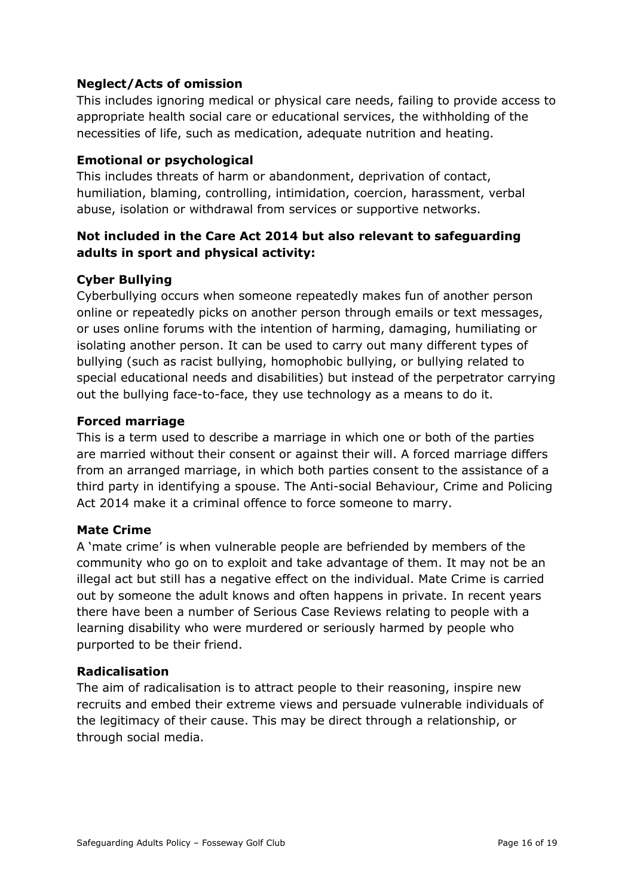**Neglect/Acts of omission**

This includes ignoring medical or physical care needs, failing to provide access to appropriate health social care or educational services, the withholding of the necessities of life, such as medication, adequate nutrition and heating.

**Emotional or psychological**

This includes threats of harm or abandonment, deprivation of contact, humiliation, blaming, controlling, intimidation, coercion, harassment, verbal abuse, isolation or withdrawal from services or supportive networks.

**Not included in the Care Act 2014 but also relevant to safeguarding adults in sport and physical activity:**

**Cyber Bullying**

Cyberbullying occurs when someone repeatedly makes fun of another person online or repeatedly picks on another person through emails or text messages, or uses online forums with the intention of harming, damaging, humiliating or isolating another person. It can be used to carry out many different types of bullying (such as racist bullying, homophobic bullying, or bullying related to special educational needs and disabilities) but instead of the perpetrator carrying out the bullying face-to-face, they use technology as a means to do it.

**Forced marriage**

This is a term used to describe a marriage in which one or both of the parties are married without their consent or against their will. A forced marriage differs from an arranged marriage, in which both parties consent to the assistance of a third party in identifying a spouse. The Anti-social Behaviour, Crime and Policing Act 2014 make it a criminal offence to force someone to marry.

**Mate Crime**

A 'mate crime' is when vulnerable people are befriended by members of the community who go on to exploit and take advantage of them. It may not be an illegal act but still has a negative effect on the individual. Mate Crime is carried out by someone the adult knows and often happens in private. In recent years there have been a number of Serious Case Reviews relating to people with a learning disability who were murdered or seriously harmed by people who purported to be their friend.

**Radicalisation**

The aim of radicalisation is to attract people to their reasoning, inspire new recruits and embed their extreme views and persuade vulnerable individuals of the legitimacy of their cause. This may be direct through a relationship, or through social media.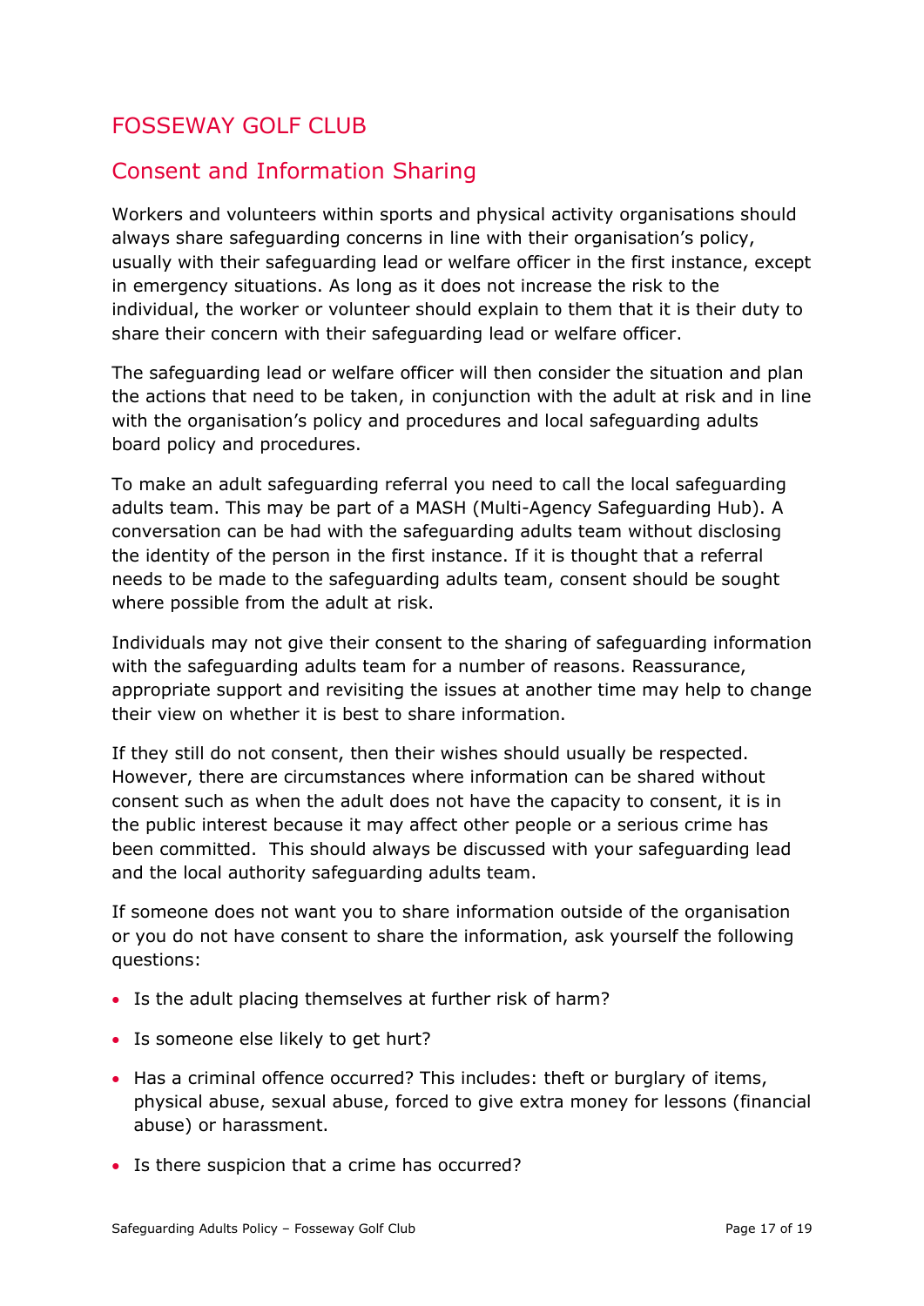# FOSSEWAY GOLF CLUB

## Consent and Information Sharing

Workers and volunteers within sports and physical activity organisations should always share safeguarding concerns in line with their organisation's policy, usually with their safeguarding lead or welfare officer in the first instance, except in emergency situations. As long as it does not increase the risk to the individual, the worker or volunteer should explain to them that it is their duty to share their concern with their safeguarding lead or welfare officer.

The safeguarding lead or welfare officer will then consider the situation and plan the actions that need to be taken, in conjunction with the adult at risk and in line with the organisation's policy and procedures and local safeguarding adults board policy and procedures.

To make an adult safeguarding referral you need to call the local safeguarding adults team. This may be part of a MASH (Multi-Agency Safeguarding Hub). A conversation can be had with the safeguarding adults team without disclosing the identity of the person in the first instance. If it is thought that a referral needs to be made to the safeguarding adults team, consent should be sought where possible from the adult at risk.

Individuals may not give their consent to the sharing of safeguarding information with the safeguarding adults team for a number of reasons. Reassurance, appropriate support and revisiting the issues at another time may help to change their view on whether it is best to share information.

If they still do not consent, then their wishes should usually be respected. However, there are circumstances where information can be shared without consent such as when the adult does not have the capacity to consent, it is in the public interest because it may affect other people or a serious crime has been committed. This should always be discussed with your safeguarding lead and the local authority safeguarding adults team.

If someone does not want you to share information outside of the organisation or you do not have consent to share the information, ask yourself the following questions:

- Is the adult placing themselves at further risk of harm?
- Is someone else likely to get hurt?
- Has a criminal offence occurred? This includes: theft or burglary of items, physical abuse, sexual abuse, forced to give extra money for lessons (financial abuse) or harassment.
- Is there suspicion that a crime has occurred?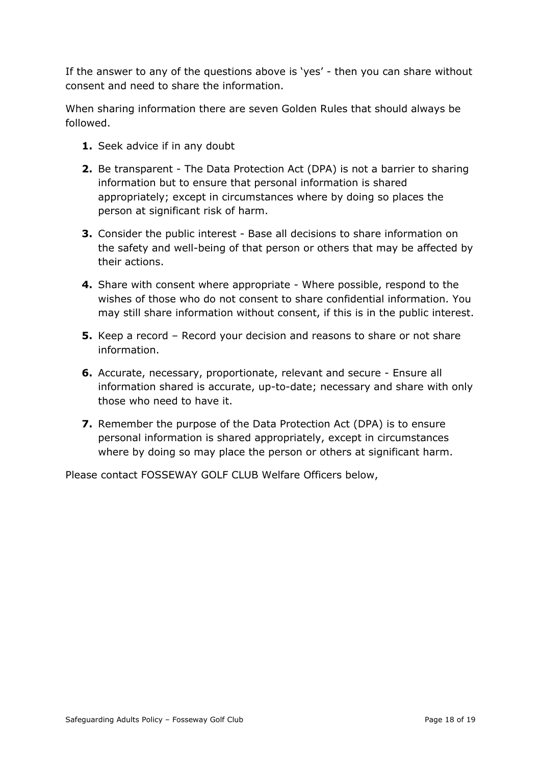If the answer to any of the questions above is 'yes' - then you can share without consent and need to share the information.

When sharing information there are seven Golden Rules that should always be followed.

1. Seek advice if in any doubt
2. Be transparent - The Data Protection Act (DPA) is not a barrier to sharing information but to ensure that personal information is shared appropriately; except in circumstances where by doing so places the person at significant risk of harm.
3. Consider the public interest - Base all decisions to share information on the safety and well-being of that person or others that may be affected by their actions.
4. Share with consent where appropriate - Where possible, respond to the wishes of those who do not consent to share confidential information. You may still share information without consent, if this is in the public interest.
5. Keep a record – Record your decision and reasons to share or not share information.
6. Accurate, necessary, proportionate, relevant and secure - Ensure all information shared is accurate, up-to-date; necessary and share with only those who need to have it.
7. Remember the purpose of the Data Protection Act (DPA) is to ensure personal information is shared appropriately, except in circumstances where by doing so may place the person or others at significant harm.

Please contact FOSSEWAY GOLF CLUB Welfare Officers below,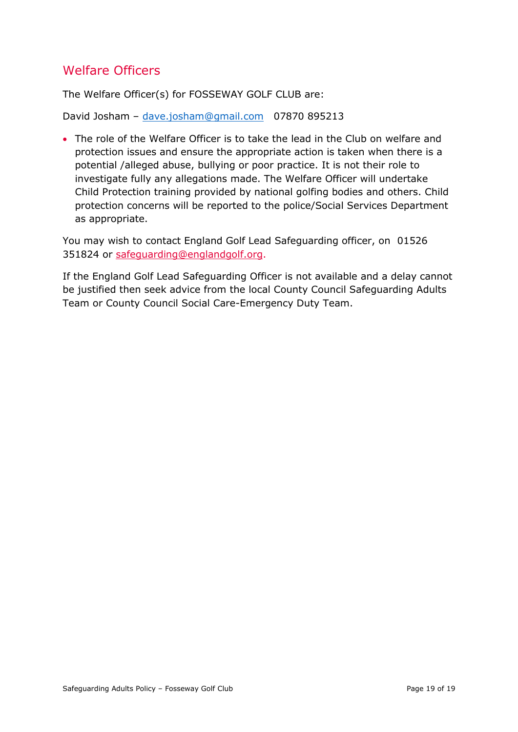## Welfare Officers

The Welfare Officer(s) for FOSSEWAY GOLF CLUB are:

David Josham – dave.josham@gmail.com   07870 895213

- The role of the Welfare Officer is to take the lead in the Club on welfare and protection issues and ensure the appropriate action is taken when there is a potential /alleged abuse, bullying or poor practice. It is not their role to investigate fully any allegations made. The Welfare Officer will undertake Child Protection training provided by national golfing bodies and others. Child protection concerns will be reported to the police/Social Services Department as appropriate.

You may wish to contact England Golf Lead Safeguarding officer, on 01526 351824 or safeguarding@englandgolf.org.

If the England Golf Lead Safeguarding Officer is not available and a delay cannot be justified then seek advice from the local County Council Safeguarding Adults Team or County Council Social Care-Emergency Duty Team.